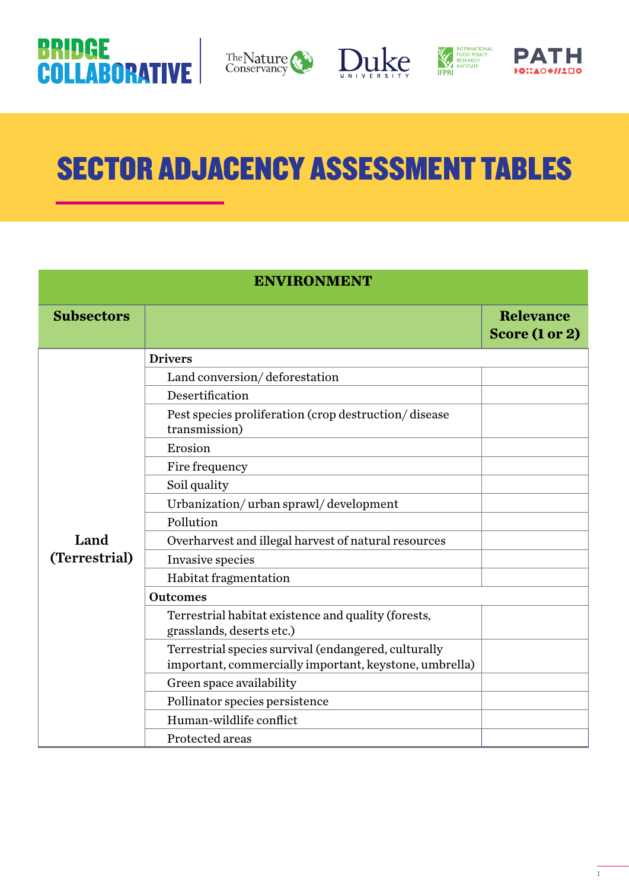# SECTOR ADJACENCY ASSESSMENT TABLES

| ENVIRONMENT | | |
|---|---|---|
| **Subsectors** | | **Relevance Score (1 or 2)** |
| **Land (Terrestrial)** | **Drivers** | |
| | Land conversion/ deforestation | |
| | Desertification | |
| | Pest species proliferation (crop destruction/ disease transmission) | |
| | Erosion | |
| | Fire frequency | |
| | Soil quality | |
| | Urbanization/ urban sprawl/ development | |
| | Pollution | |
| | Overharvest and illegal harvest of natural resources | |
| | Invasive species | |
| | Habitat fragmentation | |
| | **Outcomes** | |
| | Terrestrial habitat existence and quality (forests, grasslands, deserts etc.) | |
| | Terrestrial species survival (endangered, culturally important, commercially important, keystone, umbrella) | |
| | Green space availability | |
| | Pollinator species persistence | |
| | Human-wildlife conflict | |
| | Protected areas | |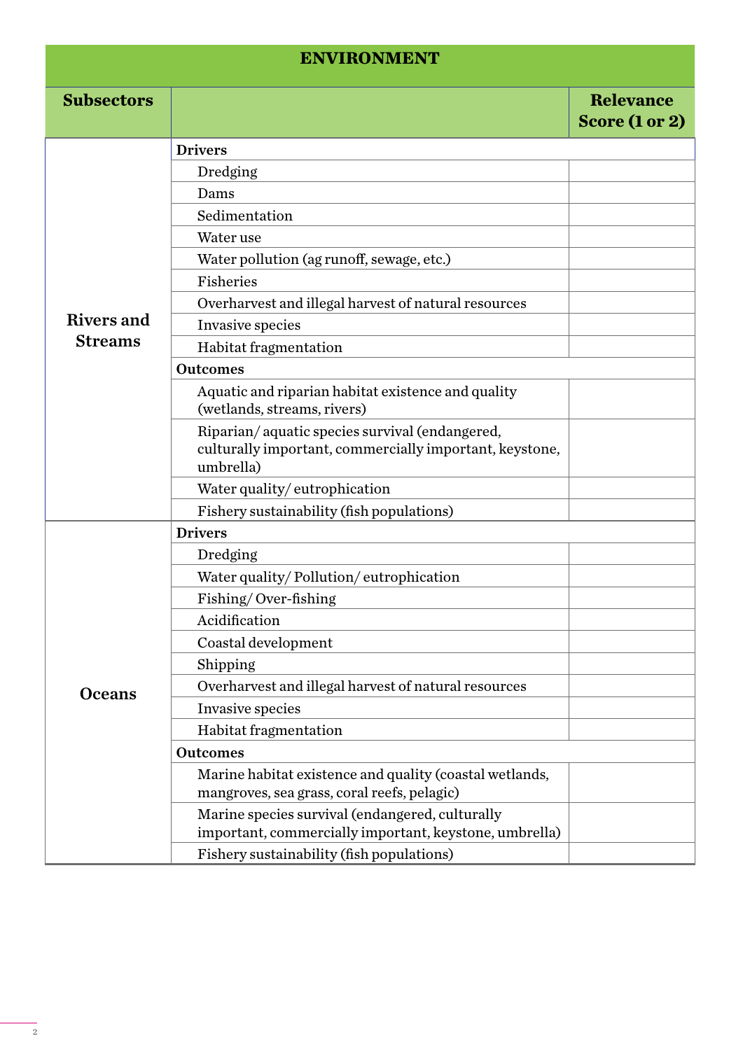| ENVIRONMENT | | |
|---|---|---|
| **Subsectors** | | **Relevance Score (1 or 2)** |
| **Rivers and Streams** | **Drivers** | |
| | Dredging | |
| | Dams | |
| | Sedimentation | |
| | Water use | |
| | Water pollution (ag runoff, sewage, etc.) | |
| | Fisheries | |
| | Overharvest and illegal harvest of natural resources | |
| | Invasive species | |
| | Habitat fragmentation | |
| | **Outcomes** | |
| | Aquatic and riparian habitat existence and quality (wetlands, streams, rivers) | |
| | Riparian/ aquatic species survival (endangered, culturally important, commercially important, keystone, umbrella) | |
| | Water quality/ eutrophication | |
| | Fishery sustainability (fish populations) | |
| **Oceans** | **Drivers** | |
| | Dredging | |
| | Water quality/ Pollution/ eutrophication | |
| | Fishing/ Over-fishing | |
| | Acidification | |
| | Coastal development | |
| | Shipping | |
| | Overharvest and illegal harvest of natural resources | |
| | Invasive species | |
| | Habitat fragmentation | |
| | **Outcomes** | |
| | Marine habitat existence and quality (coastal wetlands, mangroves, sea grass, coral reefs, pelagic) | |
| | Marine species survival (endangered, culturally important, commercially important, keystone, umbrella) | |
| | Fishery sustainability (fish populations) | |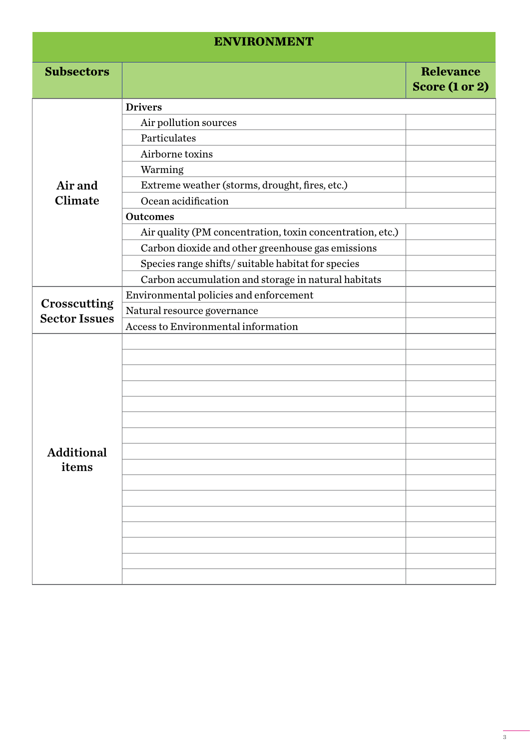| ENVIRONMENT | | |
|---|---|---|
| **Subsectors** | | **Relevance Score (1 or 2)** |
| **Air and Climate** | **Drivers** | |
| | Air pollution sources | |
| | Particulates | |
| | Airborne toxins | |
| | Warming | |
| | Extreme weather (storms, drought, fires, etc.) | |
| | Ocean acidification | |
| | **Outcomes** | |
| | Air quality (PM concentration, toxin concentration, etc.) | |
| | Carbon dioxide and other greenhouse gas emissions | |
| | Species range shifts/ suitable habitat for species | |
| | Carbon accumulation and storage in natural habitats | |
| **Crosscutting Sector Issues** | Environmental policies and enforcement | |
| | Natural resource governance | |
| | Access to Environmental information | |
| **Additional items** | | |
| | | |
| | | |
| | | |
| | | |
| | | |
| | | |
| | | |
| | | |
| | | |
| | | |
| | | |
| | | |
| | | |
| | | |
| | | |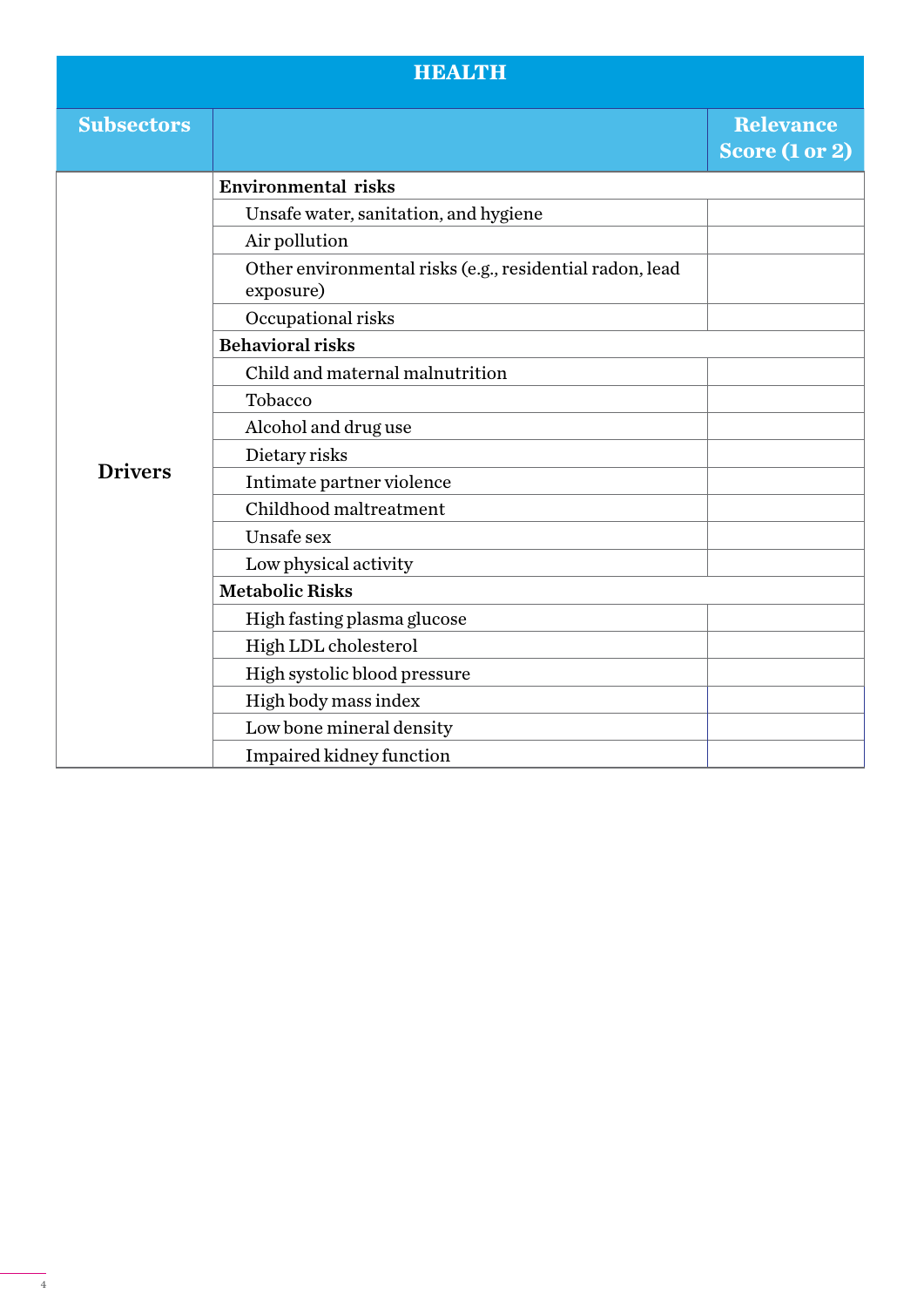| HEALTH | | |
|---|---|---|
| **Subsectors** | | **Relevance Score (1 or 2)** |
| **Drivers** | **Environmental risks** | |
| | Unsafe water, sanitation, and hygiene | |
| | Air pollution | |
| | Other environmental risks (e.g., residential radon, lead exposure) | |
| | Occupational risks | |
| | **Behavioral risks** | |
| | Child and maternal malnutrition | |
| | Tobacco | |
| | Alcohol and drug use | |
| | Dietary risks | |
| | Intimate partner violence | |
| | Childhood maltreatment | |
| | Unsafe sex | |
| | Low physical activity | |
| | **Metabolic Risks** | |
| | High fasting plasma glucose | |
| | High LDL cholesterol | |
| | High systolic blood pressure | |
| | High body mass index | |
| | Low bone mineral density | |
| | Impaired kidney function | |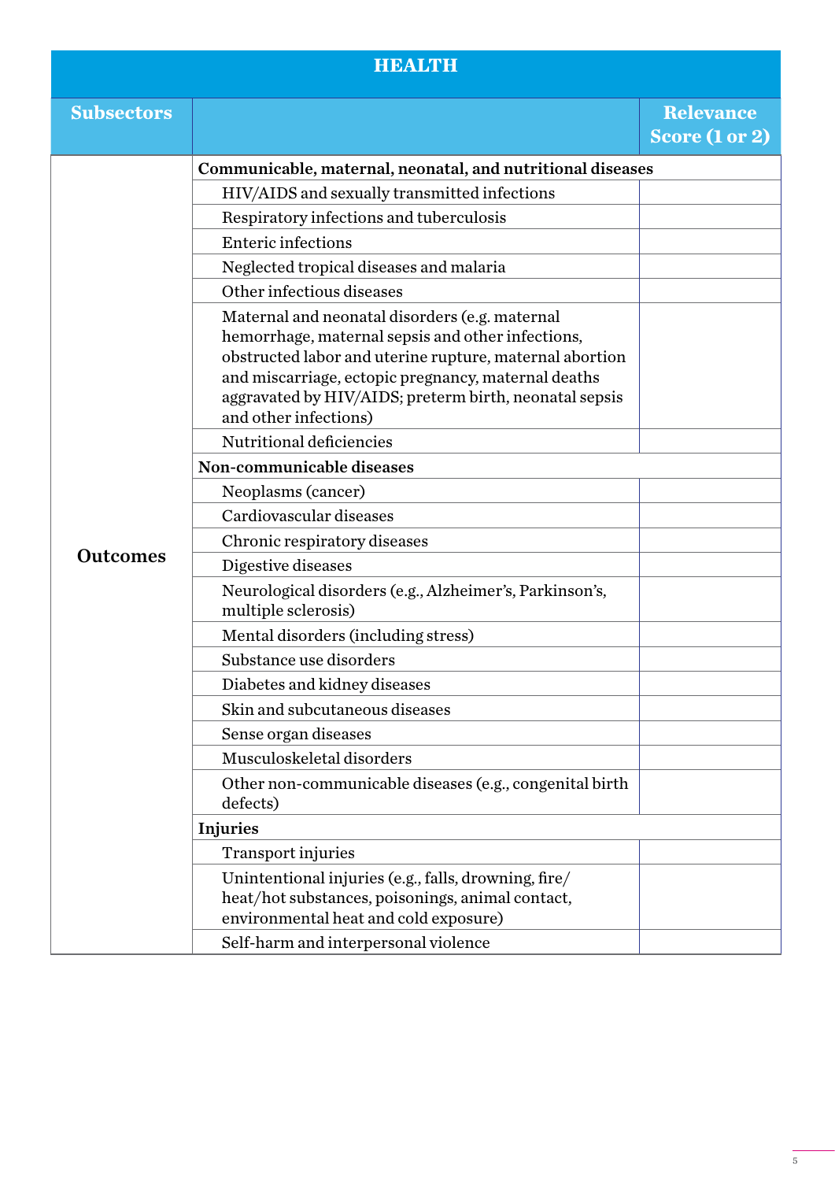| HEALTH | | |
|---|---|---|
| **Subsectors** | | **Relevance Score (1 or 2)** |
| **Outcomes** | **Communicable, maternal, neonatal, and nutritional diseases** | |
| | HIV/AIDS and sexually transmitted infections | |
| | Respiratory infections and tuberculosis | |
| | Enteric infections | |
| | Neglected tropical diseases and malaria | |
| | Other infectious diseases | |
| | Maternal and neonatal disorders (e.g. maternal hemorrhage, maternal sepsis and other infections, obstructed labor and uterine rupture, maternal abortion and miscarriage, ectopic pregnancy, maternal deaths aggravated by HIV/AIDS; preterm birth, neonatal sepsis and other infections) | |
| | Nutritional deficiencies | |
| | **Non-communicable diseases** | |
| | Neoplasms (cancer) | |
| | Cardiovascular diseases | |
| | Chronic respiratory diseases | |
| | Digestive diseases | |
| | Neurological disorders (e.g., Alzheimer's, Parkinson's, multiple sclerosis) | |
| | Mental disorders (including stress) | |
| | Substance use disorders | |
| | Diabetes and kidney diseases | |
| | Skin and subcutaneous diseases | |
| | Sense organ diseases | |
| | Musculoskeletal disorders | |
| | Other non-communicable diseases (e.g., congenital birth defects) | |
| | **Injuries** | |
| | Transport injuries | |
| | Unintentional injuries (e.g., falls, drowning, fire/heat/hot substances, poisonings, animal contact, environmental heat and cold exposure) | |
| | Self-harm and interpersonal violence | |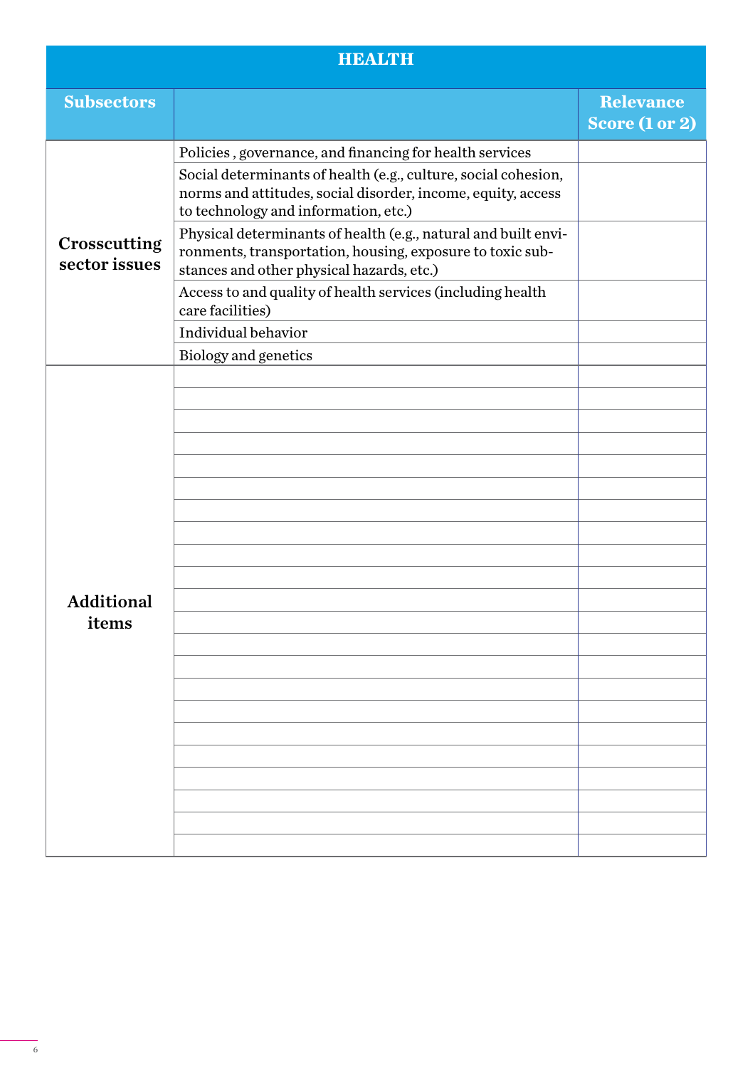| HEALTH | | |
|---|---|---|
| **Subsectors** | | **Relevance Score (1 or 2)** |
| **Crosscutting sector issues** | Policies , governance, and financing for health services | |
| | Social determinants of health (e.g., culture, social cohesion, norms and attitudes, social disorder, income, equity, access to technology and information, etc.) | |
| | Physical determinants of health (e.g., natural and built environments, transportation, housing, exposure to toxic substances and other physical hazards, etc.) | |
| | Access to and quality of health services (including health care facilities) | |
| | Individual behavior | |
| | Biology and genetics | |
| **Additional items** | | |
| | | |
| | | |
| | | |
| | | |
| | | |
| | | |
| | | |
| | | |
| | | |
| | | |
| | | |
| | | |
| | | |
| | | |
| | | |
| | | |
| | | |
| | | |
| | | |
| | | |
| | | |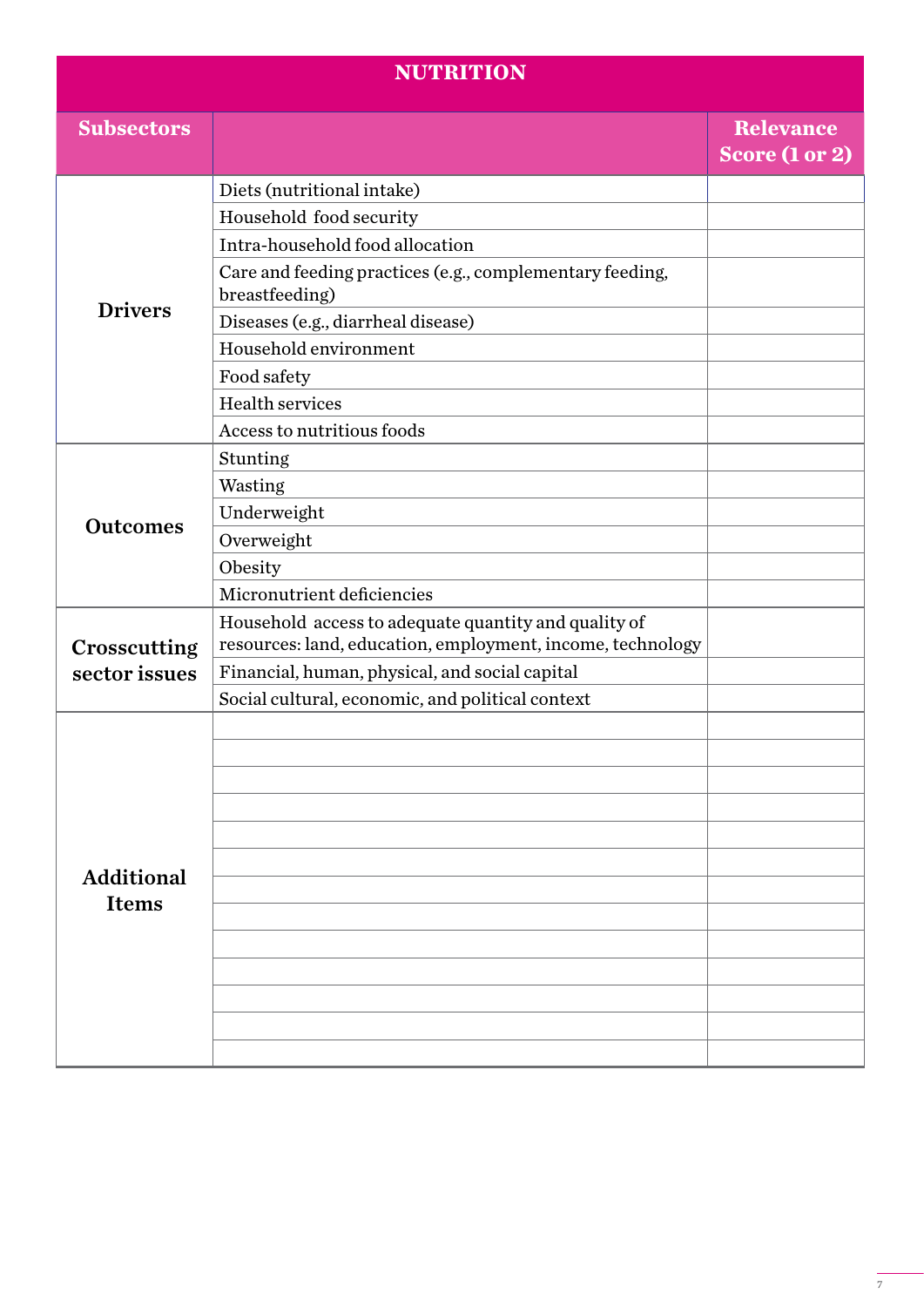| NUTRITION | | |
|---|---|---|
| **Subsectors** | | **Relevance Score (1 or 2)** |
| **Drivers** | Diets (nutritional intake) | |
| | Household food security | |
| | Intra-household food allocation | |
| | Care and feeding practices (e.g., complementary feeding, breastfeeding) | |
| | Diseases (e.g., diarrheal disease) | |
| | Household environment | |
| | Food safety | |
| | Health services | |
| | Access to nutritious foods | |
| **Outcomes** | Stunting | |
| | Wasting | |
| | Underweight | |
| | Overweight | |
| | Obesity | |
| | Micronutrient deficiencies | |
| **Crosscutting sector issues** | Household access to adequate quantity and quality of resources: land, education, employment, income, technology | |
| | Financial, human, physical, and social capital | |
| | Social cultural, economic, and political context | |
| **Additional Items** | | |
| | | |
| | | |
| | | |
| | | |
| | | |
| | | |
| | | |
| | | |
| | | |
| | | |
| | | |
| | | |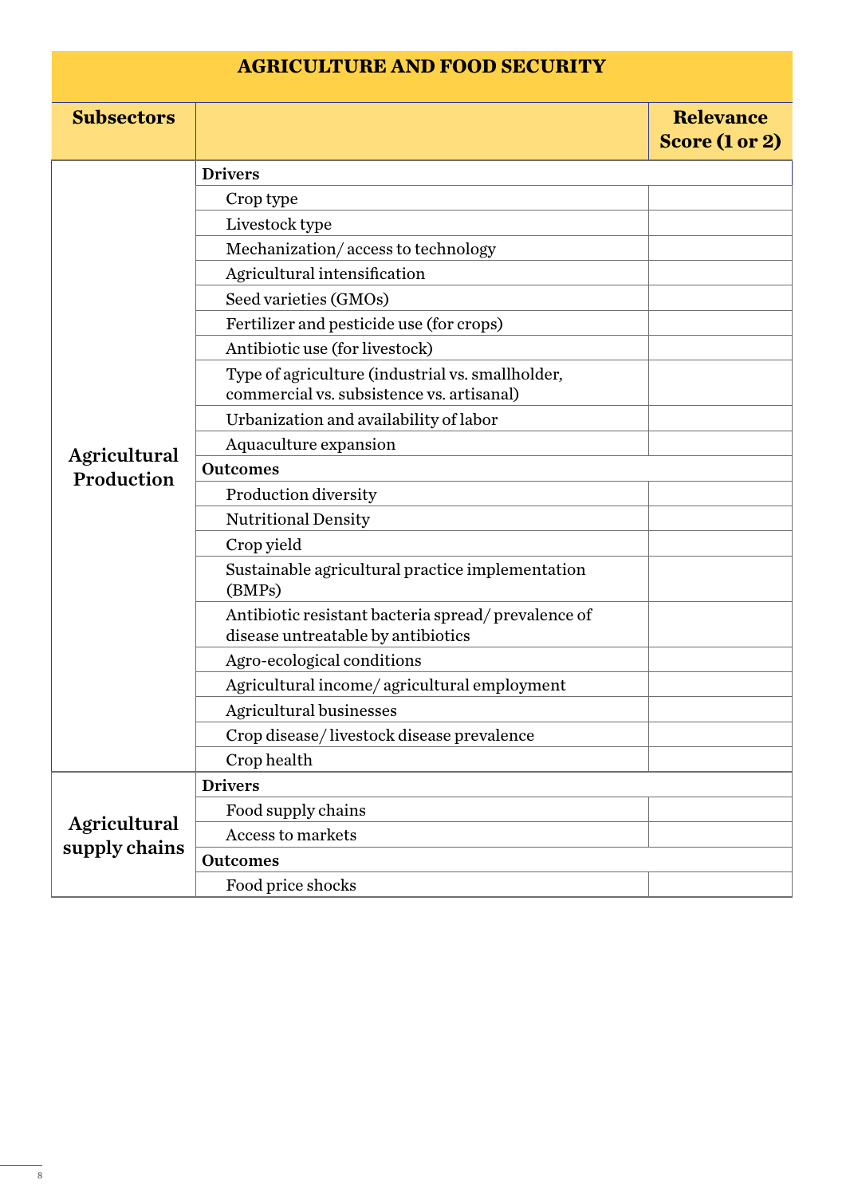| AGRICULTURE AND FOOD SECURITY | | |
|---|---|---|
| **Subsectors** | | **Relevance Score (1 or 2)** |
| **Agricultural Production** | **Drivers** | |
| | Crop type | |
| | Livestock type | |
| | Mechanization/ access to technology | |
| | Agricultural intensification | |
| | Seed varieties (GMOs) | |
| | Fertilizer and pesticide use (for crops) | |
| | Antibiotic use (for livestock) | |
| | Type of agriculture (industrial vs. smallholder, commercial vs. subsistence vs. artisanal) | |
| | Urbanization and availability of labor | |
| | Aquaculture expansion | |
| | **Outcomes** | |
| | Production diversity | |
| | Nutritional Density | |
| | Crop yield | |
| | Sustainable agricultural practice implementation (BMPs) | |
| | Antibiotic resistant bacteria spread/ prevalence of disease untreatable by antibiotics | |
| | Agro-ecological conditions | |
| | Agricultural income/ agricultural employment | |
| | Agricultural businesses | |
| | Crop disease/ livestock disease prevalence | |
| | Crop health | |
| **Agricultural supply chains** | **Drivers** | |
| | Food supply chains | |
| | Access to markets | |
| | **Outcomes** | |
| | Food price shocks | |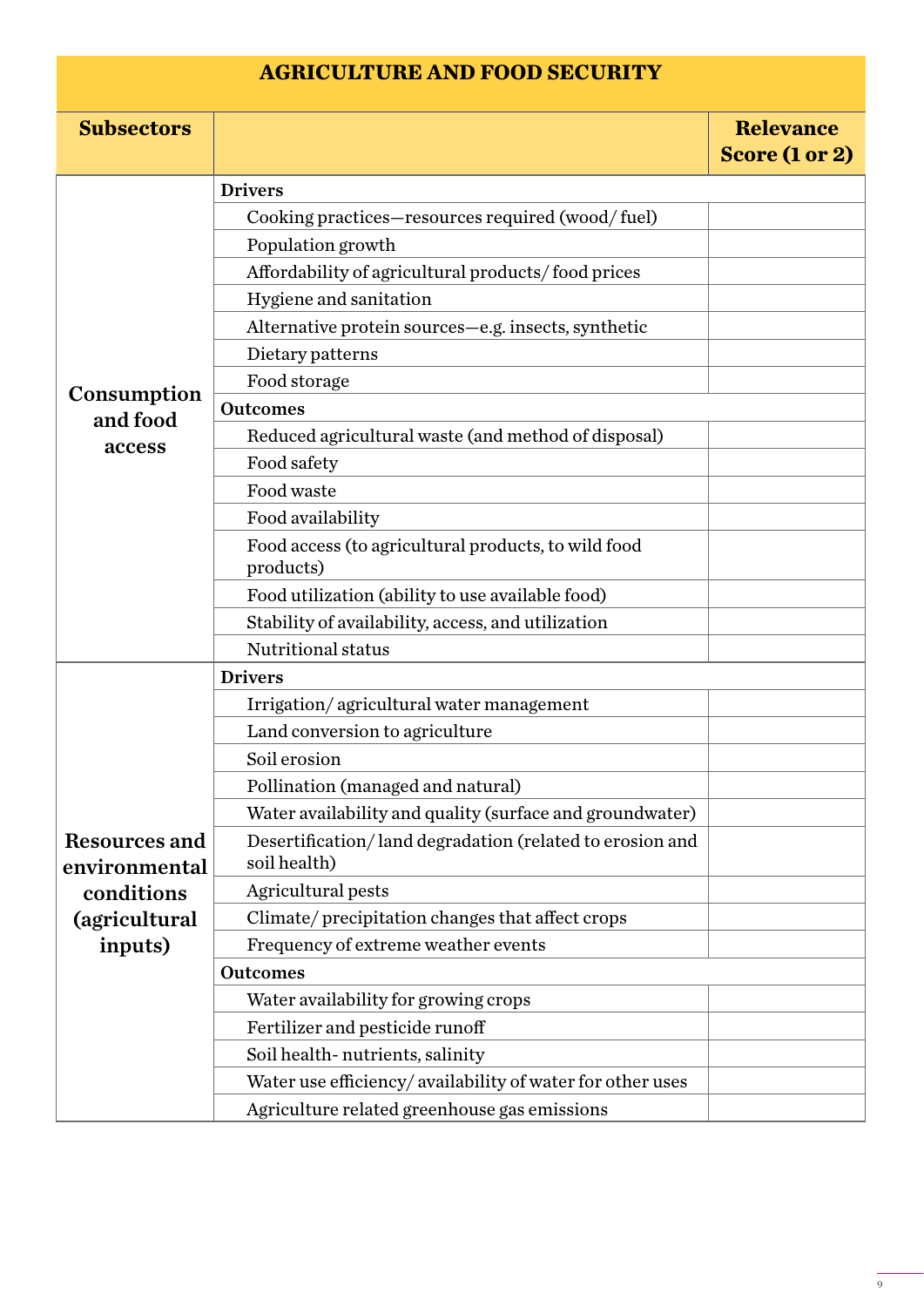| AGRICULTURE AND FOOD SECURITY | | |
|---|---|---|
| **Subsectors** | | **Relevance Score (1 or 2)** |
| **Consumption and food access** | **Drivers** | |
| | Cooking practices—resources required (wood/ fuel) | |
| | Population growth | |
| | Affordability of agricultural products/ food prices | |
| | Hygiene and sanitation | |
| | Alternative protein sources—e.g. insects, synthetic | |
| | Dietary patterns | |
| | Food storage | |
| | **Outcomes** | |
| | Reduced agricultural waste (and method of disposal) | |
| | Food safety | |
| | Food waste | |
| | Food availability | |
| | Food access (to agricultural products, to wild food products) | |
| | Food utilization (ability to use available food) | |
| | Stability of availability, access, and utilization | |
| | Nutritional status | |
| **Resources and environmental conditions (agricultural inputs)** | **Drivers** | |
| | Irrigation/ agricultural water management | |
| | Land conversion to agriculture | |
| | Soil erosion | |
| | Pollination (managed and natural) | |
| | Water availability and quality (surface and groundwater) | |
| | Desertification/ land degradation (related to erosion and soil health) | |
| | Agricultural pests | |
| | Climate/ precipitation changes that affect crops | |
| | Frequency of extreme weather events | |
| | **Outcomes** | |
| | Water availability for growing crops | |
| | Fertilizer and pesticide runoff | |
| | Soil health- nutrients, salinity | |
| | Water use efficiency/ availability of water for other uses | |
| | Agriculture related greenhouse gas emissions | |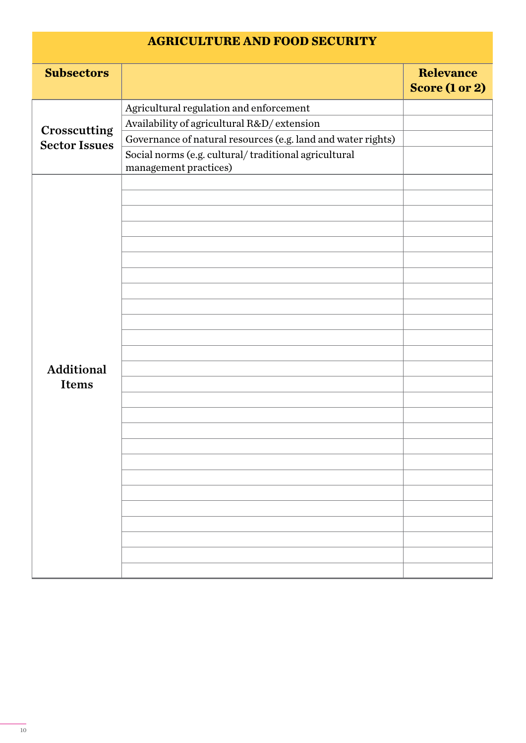| AGRICULTURE AND FOOD SECURITY | | |
|---|---|---|
| **Subsectors** | | **Relevance Score (1 or 2)** |
| **Crosscutting Sector Issues** | Agricultural regulation and enforcement | |
| | Availability of agricultural R&D/ extension | |
| | Governance of natural resources (e.g. land and water rights) | |
| | Social norms (e.g. cultural/ traditional agricultural management practices) | |
| **Additional Items** | | |
| | | |
| | | |
| | | |
| | | |
| | | |
| | | |
| | | |
| | | |
| | | |
| | | |
| | | |
| | | |
| | | |
| | | |
| | | |
| | | |
| | | |
| | | |
| | | |
| | | |
| | | |
| | | |
| | | |
| | | |
| | | |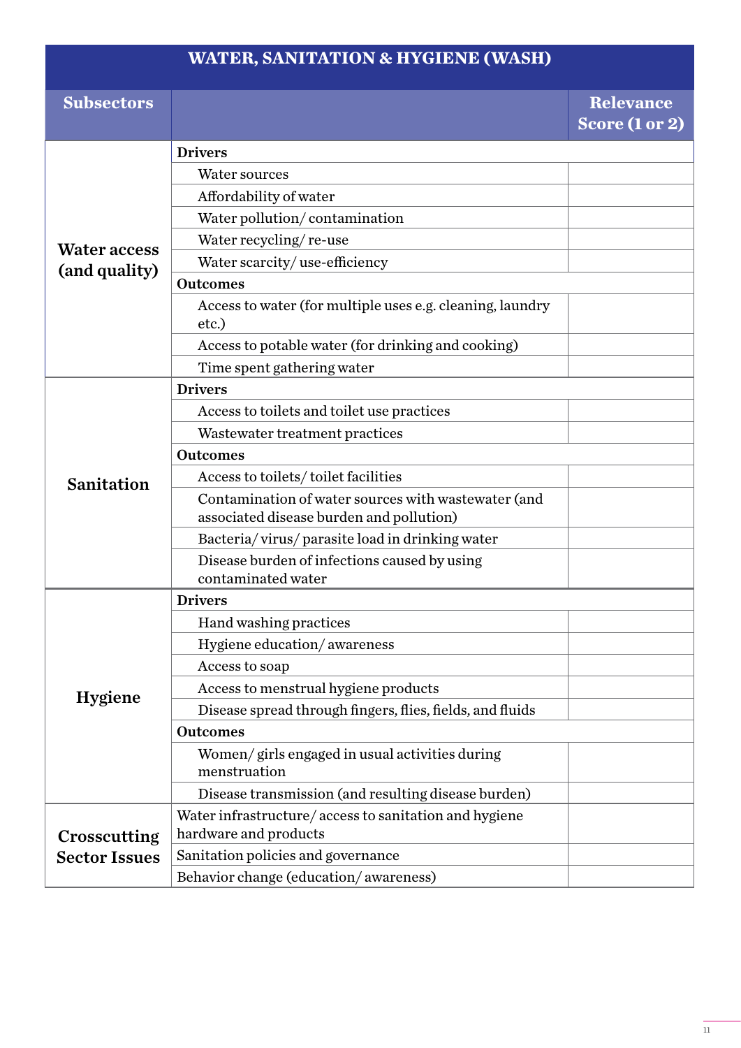| WATER, SANITATION & HYGIENE (WASH) | | |
|---|---|---|
| **Subsectors** | | **Relevance Score (1 or 2)** |
| **Water access (and quality)** | **Drivers** | |
| | Water sources | |
| | Affordability of water | |
| | Water pollution/ contamination | |
| | Water recycling/ re-use | |
| | Water scarcity/ use-efficiency | |
| | **Outcomes** | |
| | Access to water (for multiple uses e.g. cleaning, laundry etc.) | |
| | Access to potable water (for drinking and cooking) | |
| | Time spent gathering water | |
| **Sanitation** | **Drivers** | |
| | Access to toilets and toilet use practices | |
| | Wastewater treatment practices | |
| | **Outcomes** | |
| | Access to toilets/ toilet facilities | |
| | Contamination of water sources with wastewater (and associated disease burden and pollution) | |
| | Bacteria/ virus/ parasite load in drinking water | |
| | Disease burden of infections caused by using contaminated water | |
| **Hygiene** | **Drivers** | |
| | Hand washing practices | |
| | Hygiene education/ awareness | |
| | Access to soap | |
| | Access to menstrual hygiene products | |
| | Disease spread through fingers, flies, fields, and fluids | |
| | **Outcomes** | |
| | Women/ girls engaged in usual activities during menstruation | |
| | Disease transmission (and resulting disease burden) | |
| **Crosscutting Sector Issues** | Water infrastructure/ access to sanitation and hygiene hardware and products | |
| | Sanitation policies and governance | |
| | Behavior change (education/ awareness) | |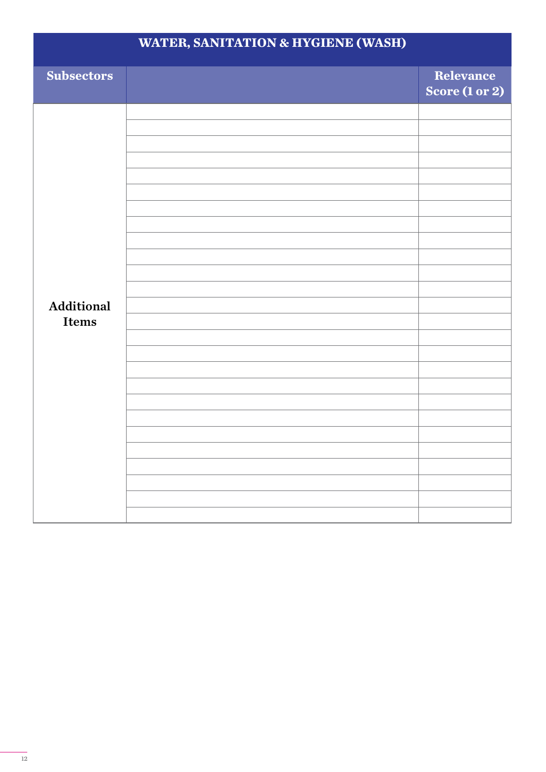| WATER, SANITATION & HYGIENE (WASH) | | |
|---|---|---|
| **Subsectors** | | **Relevance Score (1 or 2)** |
| **Additional Items** | | |
| | | |
| | | |
| | | |
| | | |
| | | |
| | | |
| | | |
| | | |
| | | |
| | | |
| | | |
| | | |
| | | |
| | | |
| | | |
| | | |
| | | |
| | | |
| | | |
| | | |
| | | |
| | | |
| | | |
| | | |
| | | |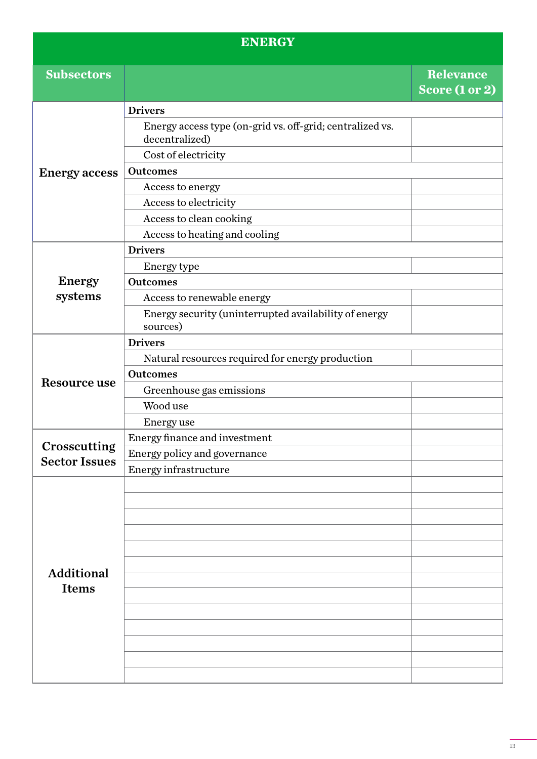| ENERGY | | |
|---|---|---|
| **Subsectors** | | **Relevance Score (1 or 2)** |
| **Energy access** | **Drivers** | |
| | Energy access type (on-grid vs. off-grid; centralized vs. decentralized) | |
| | Cost of electricity | |
| | **Outcomes** | |
| | Access to energy | |
| | Access to electricity | |
| | Access to clean cooking | |
| | Access to heating and cooling | |
| **Energy systems** | **Drivers** | |
| | Energy type | |
| | **Outcomes** | |
| | Access to renewable energy | |
| | Energy security (uninterrupted availability of energy sources) | |
| **Resource use** | **Drivers** | |
| | Natural resources required for energy production | |
| | **Outcomes** | |
| | Greenhouse gas emissions | |
| | Wood use | |
| | Energy use | |
| **Crosscutting Sector Issues** | Energy finance and investment | |
| | Energy policy and governance | |
| | Energy infrastructure | |
| **Additional Items** | | |
| | | |
| | | |
| | | |
| | | |
| | | |
| | | |
| | | |
| | | |
| | | |
| | | |
| | | |
| | | |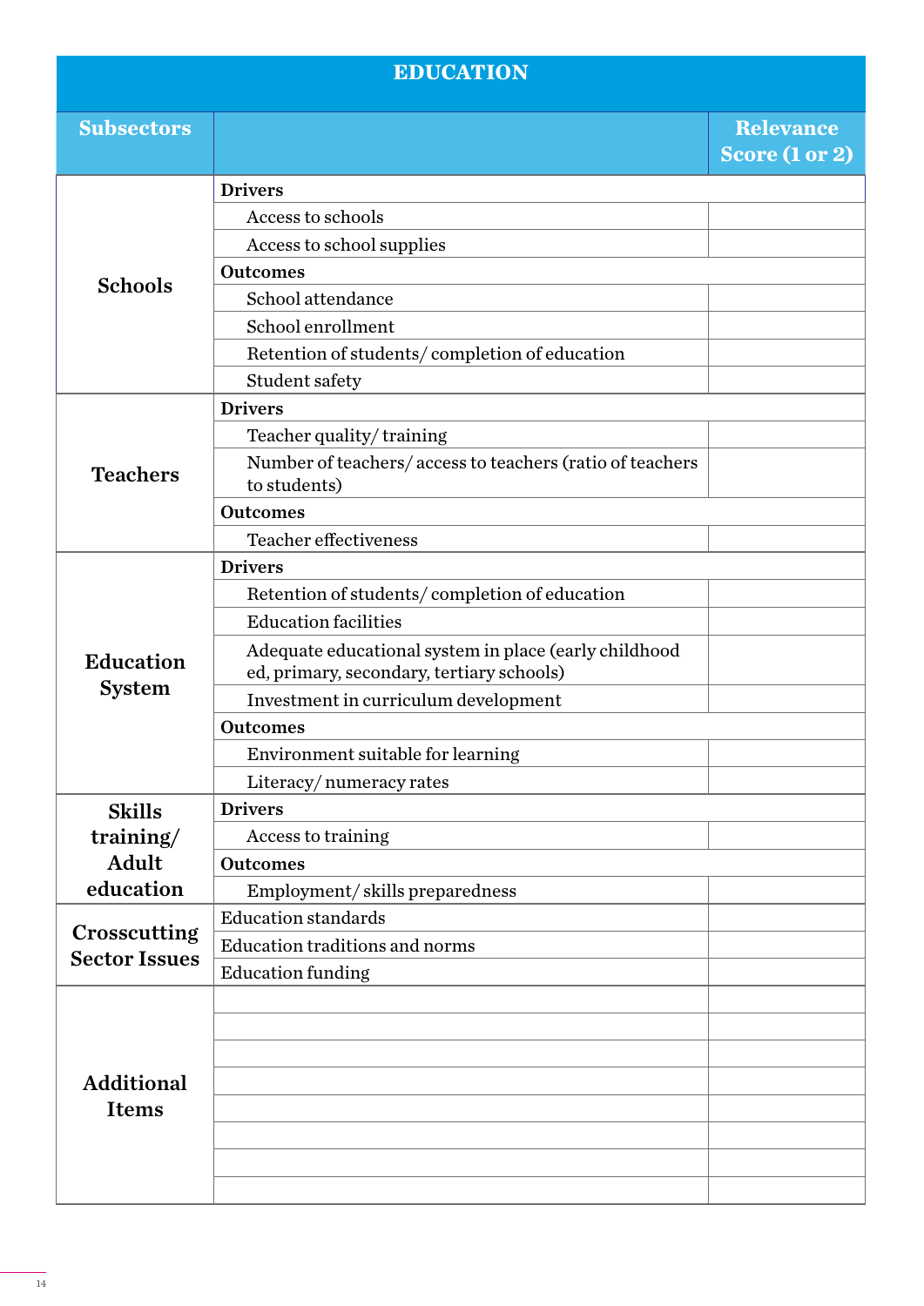| EDUCATION | | |
|---|---|---|
| **Subsectors** | | **Relevance Score (1 or 2)** |
| **Schools** | **Drivers** | |
| | Access to schools | |
| | Access to school supplies | |
| | **Outcomes** | |
| | School attendance | |
| | School enrollment | |
| | Retention of students/ completion of education | |
| | Student safety | |
| **Teachers** | **Drivers** | |
| | Teacher quality/ training | |
| | Number of teachers/ access to teachers (ratio of teachers to students) | |
| | **Outcomes** | |
| | Teacher effectiveness | |
| **Education System** | **Drivers** | |
| | Retention of students/ completion of education | |
| | Education facilities | |
| | Adequate educational system in place (early childhood ed, primary, secondary, tertiary schools) | |
| | Investment in curriculum development | |
| | **Outcomes** | |
| | Environment suitable for learning | |
| | Literacy/ numeracy rates | |
| **Skills training/ Adult education** | **Drivers** | |
| | Access to training | |
| | **Outcomes** | |
| | Employment/ skills preparedness | |
| **Crosscutting Sector Issues** | Education standards | |
| | Education traditions and norms | |
| | Education funding | |
| **Additional Items** | | |
| | | |
| | | |
| | | |
| | | |
| | | |
| | | |
| | | |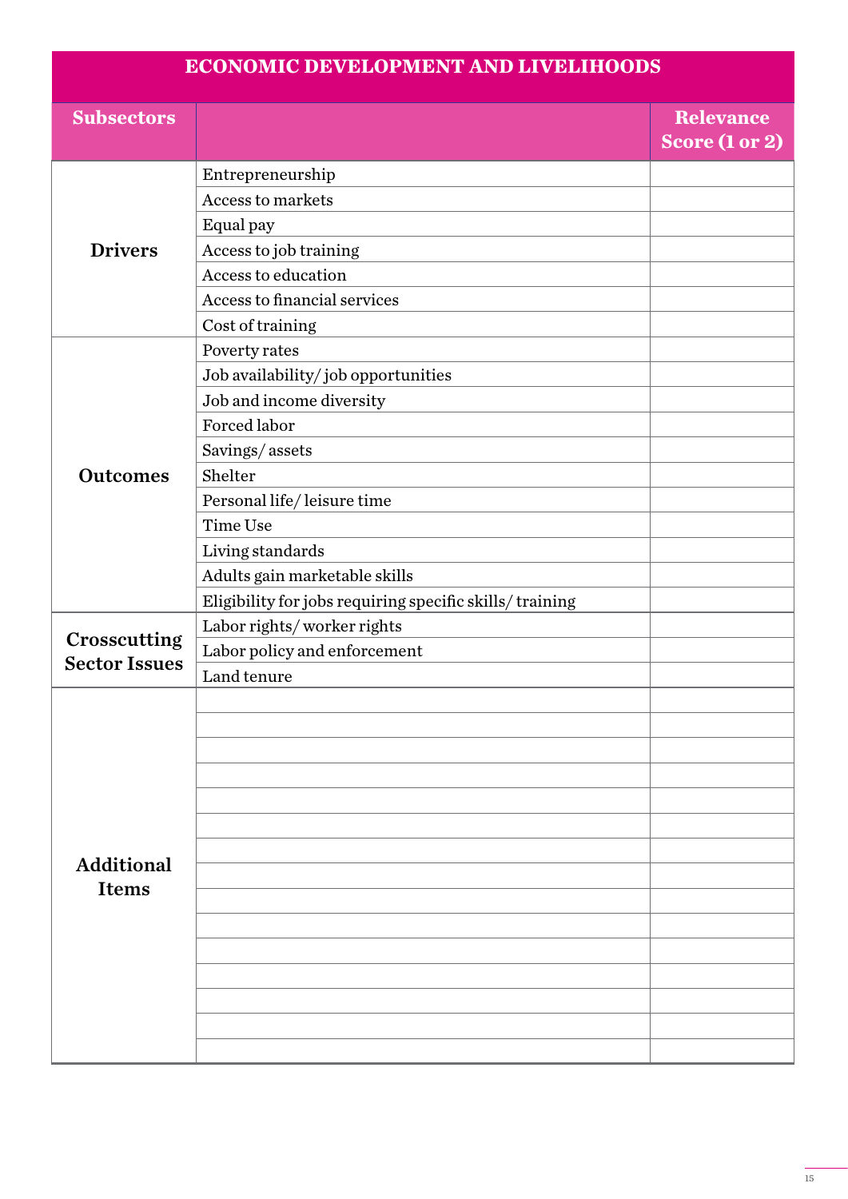| ECONOMIC DEVELOPMENT AND LIVELIHOODS | | |
|---|---|---|
| **Subsectors** | | **Relevance Score (1 or 2)** |
| **Drivers** | Entrepreneurship | |
| | Access to markets | |
| | Equal pay | |
| | Access to job training | |
| | Access to education | |
| | Access to financial services | |
| | Cost of training | |
| **Outcomes** | Poverty rates | |
| | Job availability/ job opportunities | |
| | Job and income diversity | |
| | Forced labor | |
| | Savings/ assets | |
| | Shelter | |
| | Personal life/ leisure time | |
| | Time Use | |
| | Living standards | |
| | Adults gain marketable skills | |
| | Eligibility for jobs requiring specific skills/ training | |
| **Crosscutting Sector Issues** | Labor rights/ worker rights | |
| | Labor policy and enforcement | |
| | Land tenure | |
| **Additional Items** | | |
| | | |
| | | |
| | | |
| | | |
| | | |
| | | |
| | | |
| | | |
| | | |
| | | |
| | | |
| | | |
| | | |
| | | |